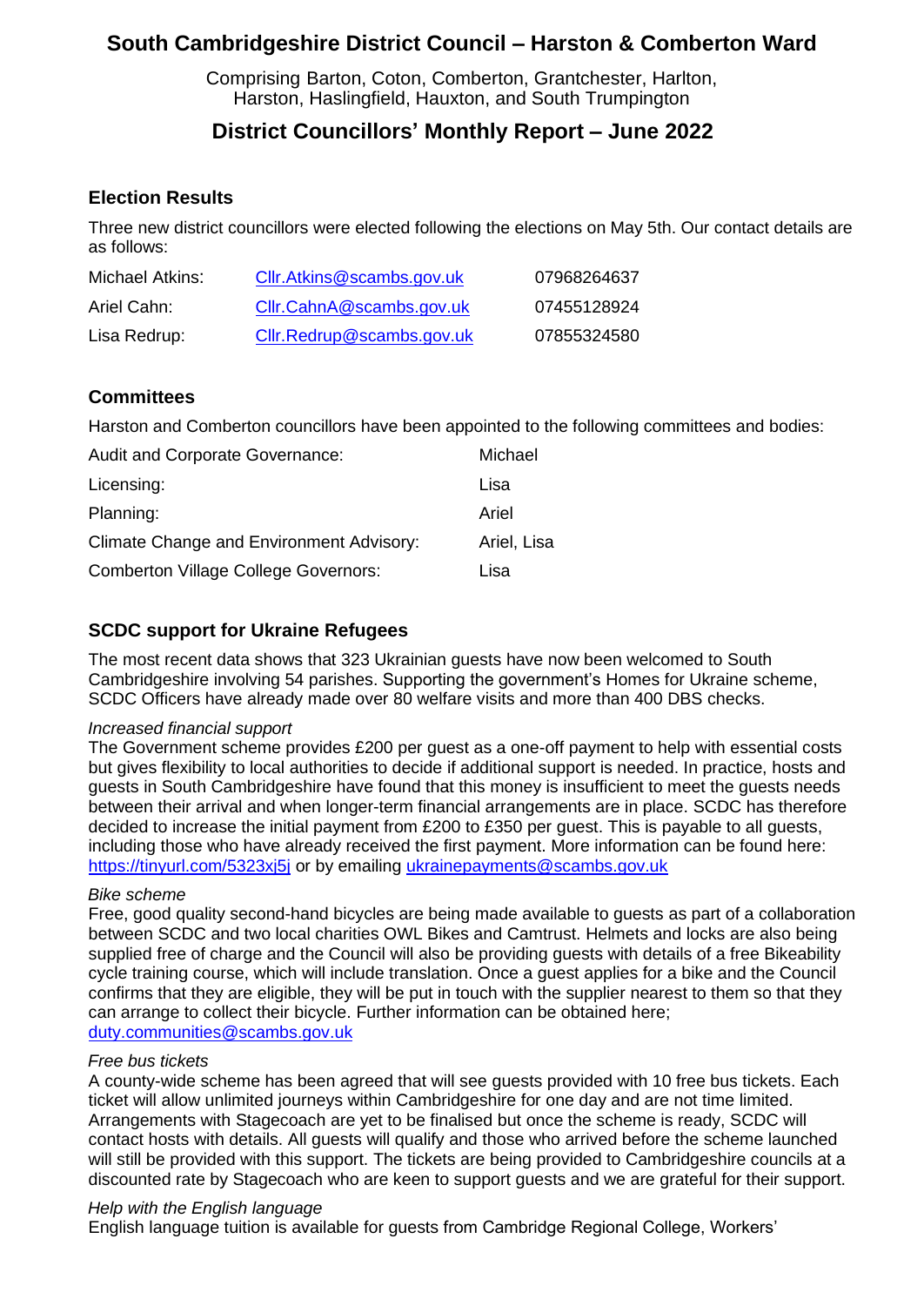# South Cambridgeshire District Council – Harston & Comberton Ward

Comprising Barton, Coton, Comberton, Grantchester, Harlton, Harston, Haslingfield, Hauxton, and South Trumpington

## District Councillors' Monthly Report – June 2022

### Election Results

Three new district councillors were elected following the elections on May 5th. Our contact details are as follows:

| | | |
|---|---|---|
| Michael Atkins: | Cllr.Atkins@scambs.gov.uk | 07968264637 |
| Ariel Cahn: | Cllr.CahnA@scambs.gov.uk | 07455128924 |
| Lisa Redrup: | Cllr.Redrup@scambs.gov.uk | 07855324580 |

### Committees

Harston and Comberton councillors have been appointed to the following committees and bodies:

| | |
|---|---|
| Audit and Corporate Governance: | Michael |
| Licensing: | Lisa |
| Planning: | Ariel |
| Climate Change and Environment Advisory: | Ariel, Lisa |
| Comberton Village College Governors: | Lisa |

### SCDC support for Ukraine Refugees

The most recent data shows that 323 Ukrainian guests have now been welcomed to South Cambridgeshire involving 54 parishes. Supporting the government's Homes for Ukraine scheme, SCDC Officers have already made over 80 welfare visits and more than 400 DBS checks.

*Increased financial support*

The Government scheme provides £200 per guest as a one-off payment to help with essential costs but gives flexibility to local authorities to decide if additional support is needed. In practice, hosts and guests in South Cambridgeshire have found that this money is insufficient to meet the guests needs between their arrival and when longer-term financial arrangements are in place. SCDC has therefore decided to increase the initial payment from £200 to £350 per guest. This is payable to all guests, including those who have already received the first payment. More information can be found here: https://tinyurl.com/5323xj5j or by emailing ukrainepayments@scambs.gov.uk

*Bike scheme*

Free, good quality second-hand bicycles are being made available to guests as part of a collaboration between SCDC and two local charities OWL Bikes and Camtrust. Helmets and locks are also being supplied free of charge and the Council will also be providing guests with details of a free Bikeability cycle training course, which will include translation. Once a guest applies for a bike and the Council confirms that they are eligible, they will be put in touch with the supplier nearest to them so that they can arrange to collect their bicycle. Further information can be obtained here; duty.communities@scambs.gov.uk

*Free bus tickets*

A county-wide scheme has been agreed that will see guests provided with 10 free bus tickets. Each ticket will allow unlimited journeys within Cambridgeshire for one day and are not time limited. Arrangements with Stagecoach are yet to be finalised but once the scheme is ready, SCDC will contact hosts with details. All guests will qualify and those who arrived before the scheme launched will still be provided with this support. The tickets are being provided to Cambridgeshire councils at a discounted rate by Stagecoach who are keen to support guests and we are grateful for their support.

*Help with the English language*

English language tuition is available for guests from Cambridge Regional College, Workers'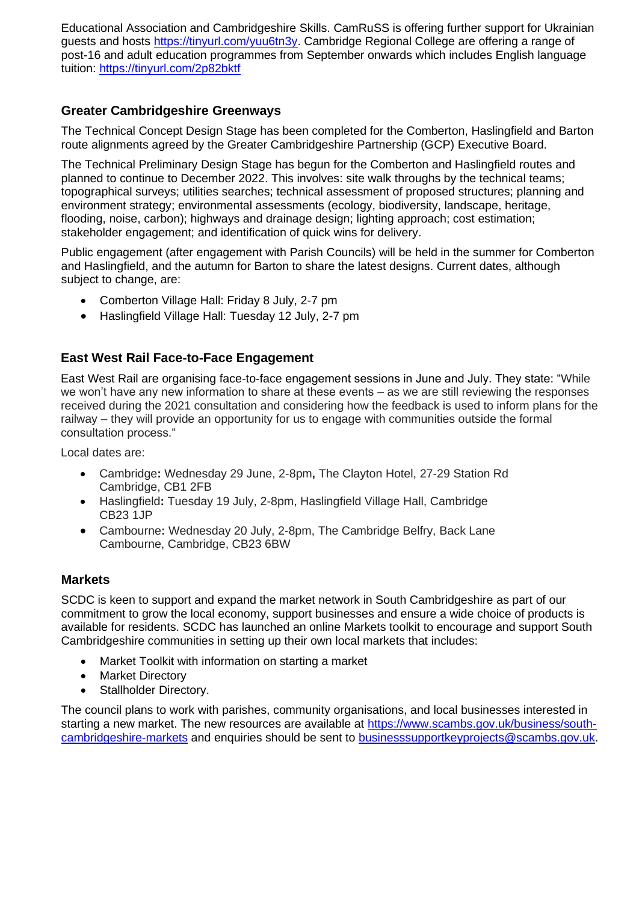Educational Association and Cambridgeshire Skills. CamRuSS is offering further support for Ukrainian guests and hosts https://tinyurl.com/yuu6tn3y. Cambridge Regional College are offering a range of post-16 and adult education programmes from September onwards which includes English language tuition: https://tinyurl.com/2p82bktf

### Greater Cambridgeshire Greenways

The Technical Concept Design Stage has been completed for the Comberton, Haslingfield and Barton route alignments agreed by the Greater Cambridgeshire Partnership (GCP) Executive Board.

The Technical Preliminary Design Stage has begun for the Comberton and Haslingfield routes and planned to continue to December 2022. This involves: site walk throughs by the technical teams; topographical surveys; utilities searches; technical assessment of proposed structures; planning and environment strategy; environmental assessments (ecology, biodiversity, landscape, heritage, flooding, noise, carbon); highways and drainage design; lighting approach; cost estimation; stakeholder engagement; and identification of quick wins for delivery.

Public engagement (after engagement with Parish Councils) will be held in the summer for Comberton and Haslingfield, and the autumn for Barton to share the latest designs. Current dates, although subject to change, are:

- Comberton Village Hall: Friday 8 July, 2-7 pm
- Haslingfield Village Hall: Tuesday 12 July, 2-7 pm

### East West Rail Face-to-Face Engagement

East West Rail are organising face-to-face engagement sessions in June and July. They state: "While we won't have any new information to share at these events – as we are still reviewing the responses received during the 2021 consultation and considering how the feedback is used to inform plans for the railway – they will provide an opportunity for us to engage with communities outside the formal consultation process."

Local dates are:

- Cambridge**:** Wednesday 29 June, 2-8pm**,** The Clayton Hotel, 27-29 Station Rd Cambridge, CB1 2FB
- Haslingfield**:** Tuesday 19 July, 2-8pm, Haslingfield Village Hall, Cambridge CB23 1JP
- Cambourne**:** Wednesday 20 July, 2-8pm, The Cambridge Belfry, Back Lane Cambourne, Cambridge, CB23 6BW

### Markets

SCDC is keen to support and expand the market network in South Cambridgeshire as part of our commitment to grow the local economy, support businesses and ensure a wide choice of products is available for residents. SCDC has launched an online Markets toolkit to encourage and support South Cambridgeshire communities in setting up their own local markets that includes:

- Market Toolkit with information on starting a market
- Market Directory
- Stallholder Directory.

The council plans to work with parishes, community organisations, and local businesses interested in starting a new market. The new resources are available at https://www.scambs.gov.uk/business/south-cambridgeshire-markets and enquiries should be sent to businesssupportkeyprojects@scambs.gov.uk.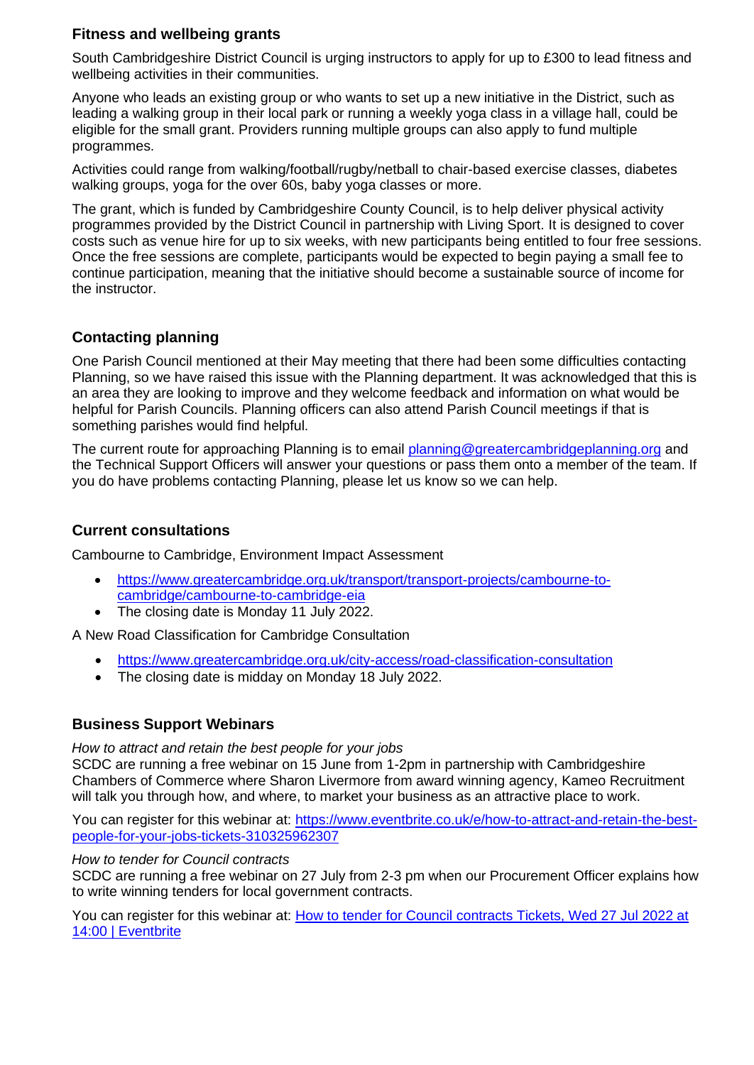## Fitness and wellbeing grants

South Cambridgeshire District Council is urging instructors to apply for up to £300 to lead fitness and wellbeing activities in their communities.

Anyone who leads an existing group or who wants to set up a new initiative in the District, such as leading a walking group in their local park or running a weekly yoga class in a village hall, could be eligible for the small grant. Providers running multiple groups can also apply to fund multiple programmes.

Activities could range from walking/football/rugby/netball to chair-based exercise classes, diabetes walking groups, yoga for the over 60s, baby yoga classes or more.

The grant, which is funded by Cambridgeshire County Council, is to help deliver physical activity programmes provided by the District Council in partnership with Living Sport. It is designed to cover costs such as venue hire for up to six weeks, with new participants being entitled to four free sessions. Once the free sessions are complete, participants would be expected to begin paying a small fee to continue participation, meaning that the initiative should become a sustainable source of income for the instructor.

## Contacting planning

One Parish Council mentioned at their May meeting that there had been some difficulties contacting Planning, so we have raised this issue with the Planning department. It was acknowledged that this is an area they are looking to improve and they welcome feedback and information on what would be helpful for Parish Councils. Planning officers can also attend Parish Council meetings if that is something parishes would find helpful.

The current route for approaching Planning is to email [planning@greatercambridgeplanning.org](mailto:planning@greatercambridgeplanning.org) and the Technical Support Officers will answer your questions or pass them onto a member of the team. If you do have problems contacting Planning, please let us know so we can help.

## Current consultations

Cambourne to Cambridge, Environment Impact Assessment

- https://www.greatercambridge.org.uk/transport/transport-projects/cambourne-to-cambridge/cambourne-to-cambridge-eia
- The closing date is Monday 11 July 2022.

A New Road Classification for Cambridge Consultation

- https://www.greatercambridge.org.uk/city-access/road-classification-consultation
- The closing date is midday on Monday 18 July 2022.

## Business Support Webinars

*How to attract and retain the best people for your jobs*
SCDC are running a free webinar on 15 June from 1-2pm in partnership with Cambridgeshire Chambers of Commerce where Sharon Livermore from award winning agency, Kameo Recruitment will talk you through how, and where, to market your business as an attractive place to work.

You can register for this webinar at: https://www.eventbrite.co.uk/e/how-to-attract-and-retain-the-best-people-for-your-jobs-tickets-310325962307

*How to tender for Council contracts*
SCDC are running a free webinar on 27 July from 2-3 pm when our Procurement Officer explains how to write winning tenders for local government contracts.

You can register for this webinar at: How to tender for Council contracts Tickets, Wed 27 Jul 2022 at 14:00 | Eventbrite